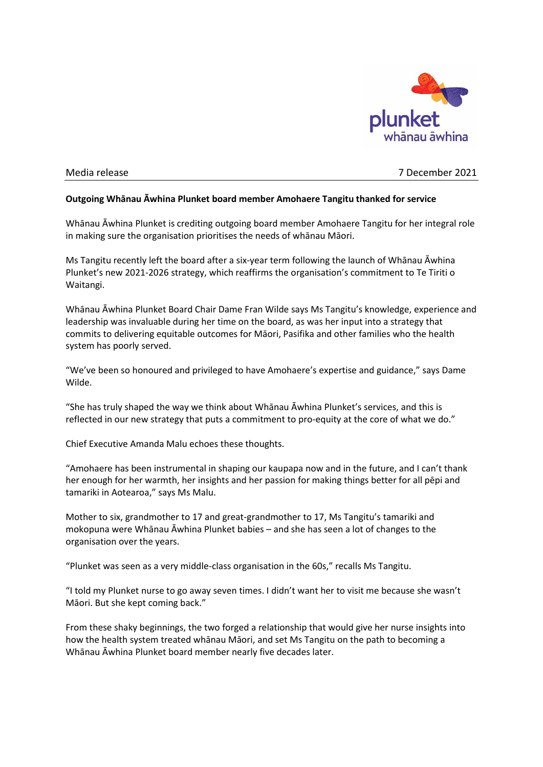Media release 7 December 2021

**Outgoing Whānau Āwhina Plunket board member Amohaere Tangitu thanked for service**

Whānau Āwhina Plunket is crediting outgoing board member Amohaere Tangitu for her integral role in making sure the organisation prioritises the needs of whānau Māori.

Ms Tangitu recently left the board after a six-year term following the launch of Whānau Āwhina Plunket's new 2021-2026 strategy, which reaffirms the organisation's commitment to Te Tiriti o Waitangi.

Whānau Āwhina Plunket Board Chair Dame Fran Wilde says Ms Tangitu's knowledge, experience and leadership was invaluable during her time on the board, as was her input into a strategy that commits to delivering equitable outcomes for Māori, Pasifika and other families who the health system has poorly served.

"We've been so honoured and privileged to have Amohaere's expertise and guidance," says Dame Wilde.

"She has truly shaped the way we think about Whānau Āwhina Plunket's services, and this is reflected in our new strategy that puts a commitment to pro-equity at the core of what we do."

Chief Executive Amanda Malu echoes these thoughts.

"Amohaere has been instrumental in shaping our kaupapa now and in the future, and I can't thank her enough for her warmth, her insights and her passion for making things better for all pēpi and tamariki in Aotearoa," says Ms Malu.

Mother to six, grandmother to 17 and great-grandmother to 17, Ms Tangitu's tamariki and mokopuna were Whānau Āwhina Plunket babies – and she has seen a lot of changes to the organisation over the years.

"Plunket was seen as a very middle-class organisation in the 60s," recalls Ms Tangitu.

"I told my Plunket nurse to go away seven times. I didn't want her to visit me because she wasn't Māori. But she kept coming back."

From these shaky beginnings, the two forged a relationship that would give her nurse insights into how the health system treated whānau Māori, and set Ms Tangitu on the path to becoming a Whānau Āwhina Plunket board member nearly five decades later.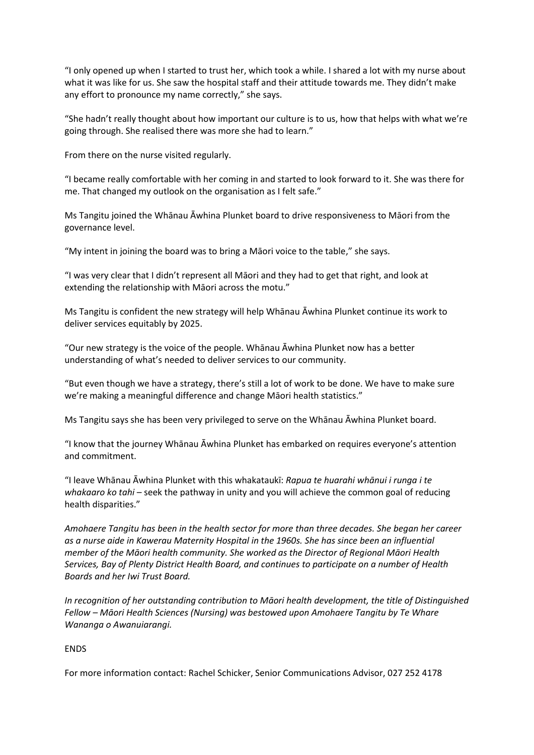"I only opened up when I started to trust her, which took a while. I shared a lot with my nurse about what it was like for us. She saw the hospital staff and their attitude towards me. They didn't make any effort to pronounce my name correctly," she says.

"She hadn't really thought about how important our culture is to us, how that helps with what we're going through. She realised there was more she had to learn."

From there on the nurse visited regularly.

"I became really comfortable with her coming in and started to look forward to it. She was there for me. That changed my outlook on the organisation as I felt safe."

Ms Tangitu joined the Whānau Āwhina Plunket board to drive responsiveness to Māori from the governance level.

"My intent in joining the board was to bring a Māori voice to the table," she says.

"I was very clear that I didn't represent all Māori and they had to get that right, and look at extending the relationship with Māori across the motu."

Ms Tangitu is confident the new strategy will help Whānau Āwhina Plunket continue its work to deliver services equitably by 2025.

"Our new strategy is the voice of the people. Whānau Āwhina Plunket now has a better understanding of what's needed to deliver services to our community.

"But even though we have a strategy, there's still a lot of work to be done. We have to make sure we're making a meaningful difference and change Māori health statistics."

Ms Tangitu says she has been very privileged to serve on the Whānau Āwhina Plunket board.

"I know that the journey Whānau Āwhina Plunket has embarked on requires everyone's attention and commitment.

"I leave Whānau Āwhina Plunket with this whakataukī: *Rapua te huarahi whānui i runga i te whakaaro ko tahi* – seek the pathway in unity and you will achieve the common goal of reducing health disparities."

*Amohaere Tangitu has been in the health sector for more than three decades. She began her career as a nurse aide in Kawerau Maternity Hospital in the 1960s. She has since been an influential member of the Māori health community. She worked as the Director of Regional Māori Health Services, Bay of Plenty District Health Board, and continues to participate on a number of Health Boards and her Iwi Trust Board.*

*In recognition of her outstanding contribution to Māori health development, the title of Distinguished Fellow – Māori Health Sciences (Nursing) was bestowed upon Amohaere Tangitu by Te Whare Wananga o Awanuiarangi.*

ENDS

For more information contact: Rachel Schicker, Senior Communications Advisor, 027 252 4178